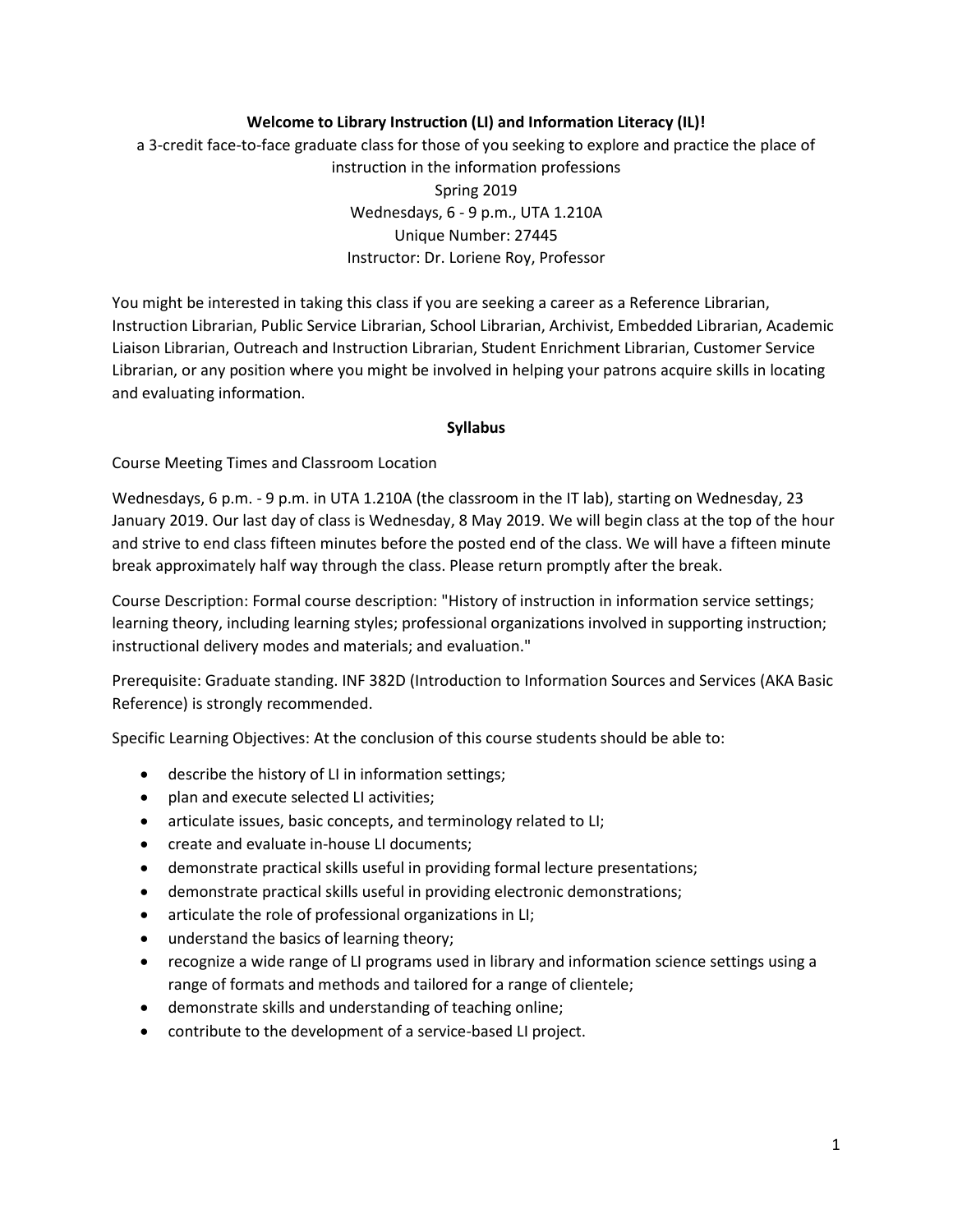**Welcome to Library Instruction (LI) and Information Literacy (IL)!**

a 3-credit face-to-face graduate class for those of you seeking to explore and practice the place of instruction in the information professions
Spring 2019
Wednesdays, 6 - 9 p.m., UTA 1.210A
Unique Number: 27445
Instructor: Dr. Loriene Roy, Professor

You might be interested in taking this class if you are seeking a career as a Reference Librarian, Instruction Librarian, Public Service Librarian, School Librarian, Archivist, Embedded Librarian, Academic Liaison Librarian, Outreach and Instruction Librarian, Student Enrichment Librarian, Customer Service Librarian, or any position where you might be involved in helping your patrons acquire skills in locating and evaluating information.

**Syllabus**

Course Meeting Times and Classroom Location

Wednesdays, 6 p.m. - 9 p.m. in UTA 1.210A (the classroom in the IT lab), starting on Wednesday, 23 January 2019. Our last day of class is Wednesday, 8 May 2019. We will begin class at the top of the hour and strive to end class fifteen minutes before the posted end of the class. We will have a fifteen minute break approximately half way through the class. Please return promptly after the break.

Course Description: Formal course description: "History of instruction in information service settings; learning theory, including learning styles; professional organizations involved in supporting instruction; instructional delivery modes and materials; and evaluation."

Prerequisite: Graduate standing. INF 382D (Introduction to Information Sources and Services (AKA Basic Reference) is strongly recommended.

Specific Learning Objectives: At the conclusion of this course students should be able to:

- describe the history of LI in information settings;
- plan and execute selected LI activities;
- articulate issues, basic concepts, and terminology related to LI;
- create and evaluate in-house LI documents;
- demonstrate practical skills useful in providing formal lecture presentations;
- demonstrate practical skills useful in providing electronic demonstrations;
- articulate the role of professional organizations in LI;
- understand the basics of learning theory;
- recognize a wide range of LI programs used in library and information science settings using a range of formats and methods and tailored for a range of clientele;
- demonstrate skills and understanding of teaching online;
- contribute to the development of a service-based LI project.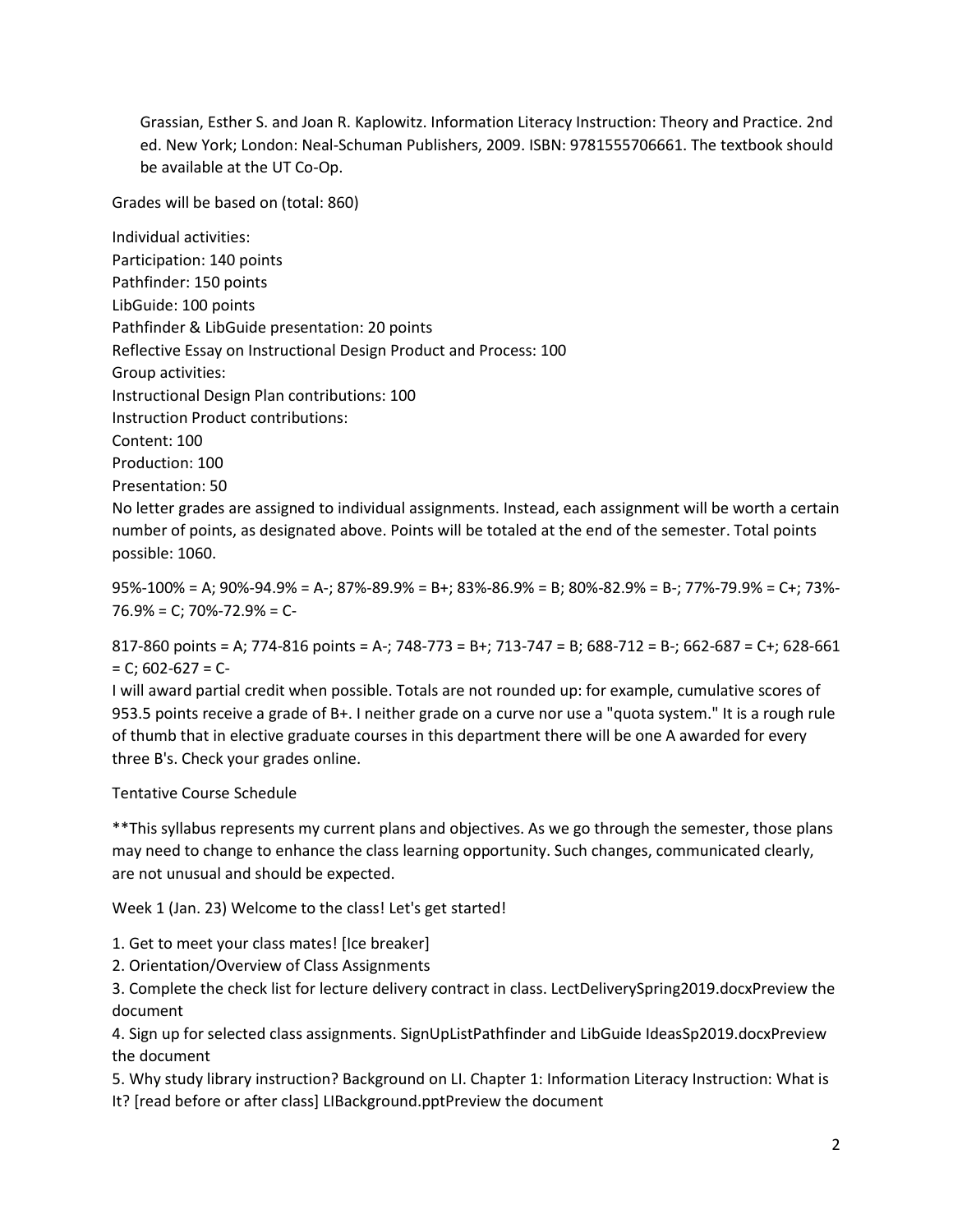Grassian, Esther S. and Joan R. Kaplowitz. Information Literacy Instruction: Theory and Practice. 2nd ed. New York; London: Neal-Schuman Publishers, 2009. ISBN: 9781555706661. The textbook should be available at the UT Co-Op.

Grades will be based on (total: 860)

Individual activities:
Participation: 140 points
Pathfinder: 150 points
LibGuide: 100 points
Pathfinder & LibGuide presentation: 20 points
Reflective Essay on Instructional Design Product and Process: 100
Group activities:
Instructional Design Plan contributions: 100
Instruction Product contributions:
Content: 100
Production: 100
Presentation: 50
No letter grades are assigned to individual assignments. Instead, each assignment will be worth a certain number of points, as designated above. Points will be totaled at the end of the semester. Total points possible: 1060.

95%-100% = A; 90%-94.9% = A-; 87%-89.9% = B+; 83%-86.9% = B; 80%-82.9% = B-; 77%-79.9% = C+; 73%-76.9% = C; 70%-72.9% = C-

817-860 points = A; 774-816 points = A-; 748-773 = B+; 713-747 = B; 688-712 = B-; 662-687 = C+; 628-661 = C; 602-627 = C-
I will award partial credit when possible. Totals are not rounded up: for example, cumulative scores of 953.5 points receive a grade of B+. I neither grade on a curve nor use a "quota system." It is a rough rule of thumb that in elective graduate courses in this department there will be one A awarded for every three B's. Check your grades online.

Tentative Course Schedule

**This syllabus represents my current plans and objectives. As we go through the semester, those plans may need to change to enhance the class learning opportunity. Such changes, communicated clearly, are not unusual and should be expected.

Week 1 (Jan. 23) Welcome to the class! Let's get started!

1. Get to meet your class mates! [Ice breaker]
2. Orientation/Overview of Class Assignments
3. Complete the check list for lecture delivery contract in class. LectDeliverySpring2019.docxPreview the document
4. Sign up for selected class assignments. SignUpListPathfinder and LibGuide IdeasSp2019.docxPreview the document
5. Why study library instruction? Background on LI. Chapter 1: Information Literacy Instruction: What is It? [read before or after class] LIBackground.pptPreview the document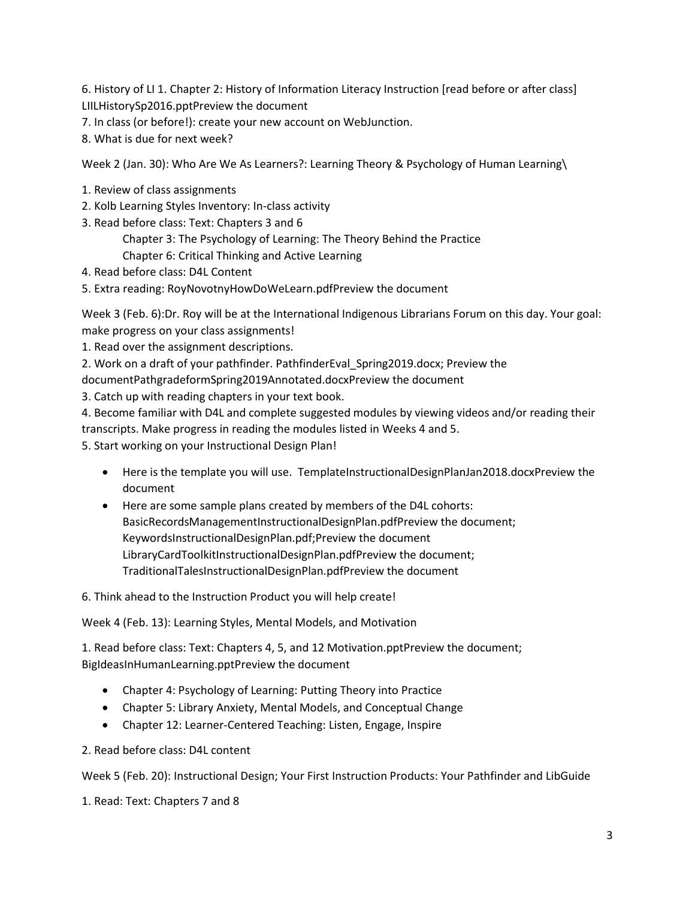6. History of LI 1. Chapter 2: History of Information Literacy Instruction [read before or after class] LIILHistorySp2016.pptPreview the document
7. In class (or before!): create your new account on WebJunction.
8. What is due for next week?

Week 2 (Jan. 30): Who Are We As Learners?: Learning Theory & Psychology of Human Learning\

1. Review of class assignments
2. Kolb Learning Styles Inventory: In-class activity
3. Read before class: Text: Chapters 3 and 6
   Chapter 3: The Psychology of Learning: The Theory Behind the Practice
   Chapter 6: Critical Thinking and Active Learning
4. Read before class: D4L Content
5. Extra reading: RoyNovotnyHowDoWeLearn.pdfPreview the document

Week 3 (Feb. 6):Dr. Roy will be at the International Indigenous Librarians Forum on this day. Your goal: make progress on your class assignments!

1. Read over the assignment descriptions.
2. Work on a draft of your pathfinder. PathfinderEval_Spring2019.docx; Preview the documentPathgradeformSpring2019Annotated.docxPreview the document
3. Catch up with reading chapters in your text book.
4. Become familiar with D4L and complete suggested modules by viewing videos and/or reading their transcripts. Make progress in reading the modules listed in Weeks 4 and 5.
5. Start working on your Instructional Design Plan!
   - Here is the template you will use. TemplateInstructionalDesignPlanJan2018.docxPreview the document
   - Here are some sample plans created by members of the D4L cohorts: BasicRecordsManagementInstructionalDesignPlan.pdfPreview the document; KeywordsInstructionalDesignPlan.pdf;Preview the document LibraryCardToolkitInstructionalDesignPlan.pdfPreview the document; TraditionalTalesInstructionalDesignPlan.pdfPreview the document
6. Think ahead to the Instruction Product you will help create!

Week 4 (Feb. 13): Learning Styles, Mental Models, and Motivation

1. Read before class: Text: Chapters 4, 5, and 12 Motivation.pptPreview the document; BigIdeasInHumanLearning.pptPreview the document
   - Chapter 4: Psychology of Learning: Putting Theory into Practice
   - Chapter 5: Library Anxiety, Mental Models, and Conceptual Change
   - Chapter 12: Learner-Centered Teaching: Listen, Engage, Inspire
2. Read before class: D4L content

Week 5 (Feb. 20): Instructional Design; Your First Instruction Products: Your Pathfinder and LibGuide

1. Read: Text: Chapters 7 and 8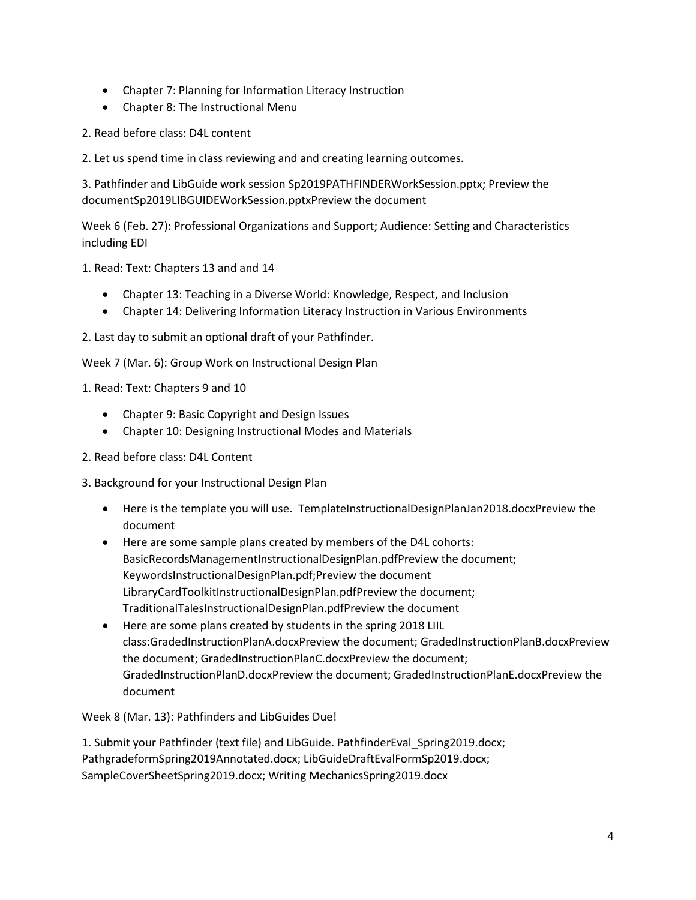- Chapter 7: Planning for Information Literacy Instruction
- Chapter 8: The Instructional Menu

2. Read before class: D4L content

2. Let us spend time in class reviewing and and creating learning outcomes.

3. Pathfinder and LibGuide work session Sp2019PATHFINDERWorkSession.pptx; Preview the documentSp2019LIBGUIDEWorkSession.pptxPreview the document

Week 6 (Feb. 27): Professional Organizations and Support; Audience: Setting and Characteristics including EDI

1. Read: Text: Chapters 13 and and 14

- Chapter 13: Teaching in a Diverse World: Knowledge, Respect, and Inclusion
- Chapter 14: Delivering Information Literacy Instruction in Various Environments

2. Last day to submit an optional draft of your Pathfinder.

Week 7 (Mar. 6): Group Work on Instructional Design Plan

1. Read: Text: Chapters 9 and 10

- Chapter 9: Basic Copyright and Design Issues
- Chapter 10: Designing Instructional Modes and Materials

2. Read before class: D4L Content

3. Background for your Instructional Design Plan

- Here is the template you will use. TemplateInstructionalDesignPlanJan2018.docxPreview the document
- Here are some sample plans created by members of the D4L cohorts: BasicRecordsManagementInstructionalDesignPlan.pdfPreview the document; KeywordsInstructionalDesignPlan.pdf;Preview the document LibraryCardToolkitInstructionalDesignPlan.pdfPreview the document; TraditionalTalesInstructionalDesignPlan.pdfPreview the document
- Here are some plans created by students in the spring 2018 LIIL class:GradedInstructionPlanA.docxPreview the document; GradedInstructionPlanB.docxPreview the document; GradedInstructionPlanC.docxPreview the document; GradedInstructionPlanD.docxPreview the document; GradedInstructionPlanE.docxPreview the document

Week 8 (Mar. 13): Pathfinders and LibGuides Due!

1. Submit your Pathfinder (text file) and LibGuide. PathfinderEval_Spring2019.docx; PathgradeformSpring2019Annotated.docx; LibGuideDraftEvalFormSp2019.docx; SampleCoverSheetSpring2019.docx; Writing MechanicsSpring2019.docx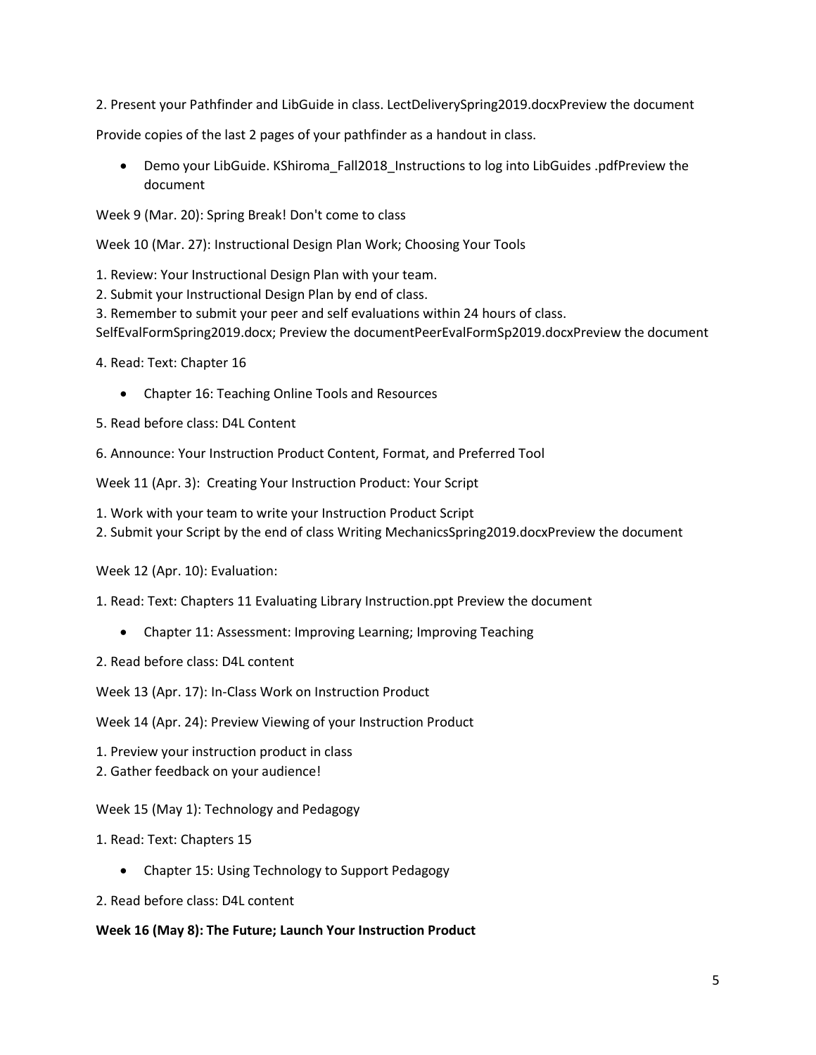2. Present your Pathfinder and LibGuide in class. LectDeliverySpring2019.docxPreview the document

Provide copies of the last 2 pages of your pathfinder as a handout in class.

- Demo your LibGuide. KShiroma_Fall2018_Instructions to log into LibGuides .pdfPreview the document

Week 9 (Mar. 20): Spring Break! Don't come to class

Week 10 (Mar. 27): Instructional Design Plan Work; Choosing Your Tools

1. Review: Your Instructional Design Plan with your team.
2. Submit your Instructional Design Plan by end of class.
3. Remember to submit your peer and self evaluations within 24 hours of class. SelfEvalFormSpring2019.docx; Preview the documentPeerEvalFormSp2019.docxPreview the document
4. Read: Text: Chapter 16
   - Chapter 16: Teaching Online Tools and Resources
5. Read before class: D4L Content
6. Announce: Your Instruction Product Content, Format, and Preferred Tool

Week 11 (Apr. 3): Creating Your Instruction Product: Your Script

1. Work with your team to write your Instruction Product Script
2. Submit your Script by the end of class Writing MechanicsSpring2019.docxPreview the document

Week 12 (Apr. 10): Evaluation:

1. Read: Text: Chapters 11 Evaluating Library Instruction.ppt Preview the document
   - Chapter 11: Assessment: Improving Learning; Improving Teaching
2. Read before class: D4L content

Week 13 (Apr. 17): In-Class Work on Instruction Product

Week 14 (Apr. 24): Preview Viewing of your Instruction Product

1. Preview your instruction product in class
2. Gather feedback on your audience!

Week 15 (May 1): Technology and Pedagogy

1. Read: Text: Chapters 15
   - Chapter 15: Using Technology to Support Pedagogy
2. Read before class: D4L content

**Week 16 (May 8): The Future; Launch Your Instruction Product**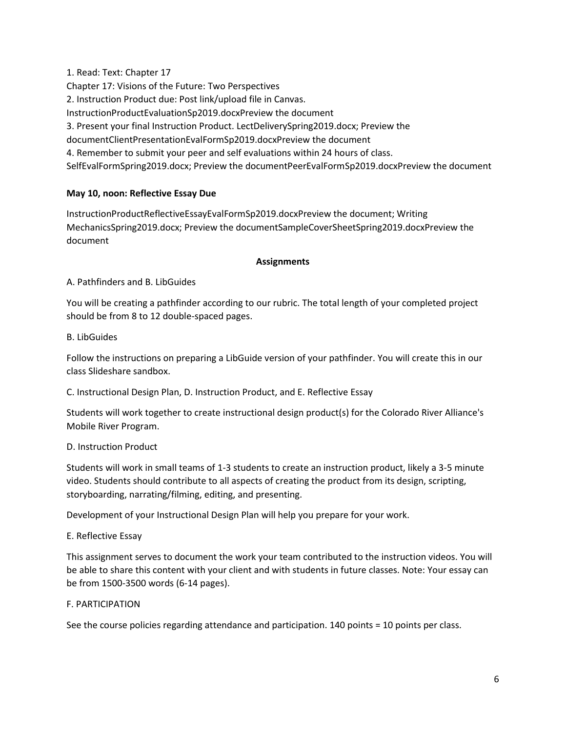1. Read: Text: Chapter 17
Chapter 17: Visions of the Future: Two Perspectives
2. Instruction Product due: Post link/upload file in Canvas.
InstructionProductEvaluationSp2019.docxPreview the document
3. Present your final Instruction Product. LectDeliverySpring2019.docx; Preview the documentClientPresentationEvalFormSp2019.docxPreview the document
4. Remember to submit your peer and self evaluations within 24 hours of class.
SelfEvalFormSpring2019.docx; Preview the documentPeerEvalFormSp2019.docxPreview the document

**May 10, noon: Reflective Essay Due**

InstructionProductReflectiveEssayEvalFormSp2019.docxPreview the document; Writing MechanicsSpring2019.docx; Preview the documentSampleCoverSheetSpring2019.docxPreview the document

**Assignments**

A. Pathfinders and B. LibGuides

You will be creating a pathfinder according to our rubric. The total length of your completed project should be from 8 to 12 double-spaced pages.

B. LibGuides

Follow the instructions on preparing a LibGuide version of your pathfinder. You will create this in our class Slideshare sandbox.

C. Instructional Design Plan, D. Instruction Product, and E. Reflective Essay

Students will work together to create instructional design product(s) for the Colorado River Alliance's Mobile River Program.

D. Instruction Product

Students will work in small teams of 1-3 students to create an instruction product, likely a 3-5 minute video. Students should contribute to all aspects of creating the product from its design, scripting, storyboarding, narrating/filming, editing, and presenting.

Development of your Instructional Design Plan will help you prepare for your work.

E. Reflective Essay

This assignment serves to document the work your team contributed to the instruction videos. You will be able to share this content with your client and with students in future classes. Note: Your essay can be from 1500-3500 words (6-14 pages).

F. PARTICIPATION

See the course policies regarding attendance and participation. 140 points = 10 points per class.